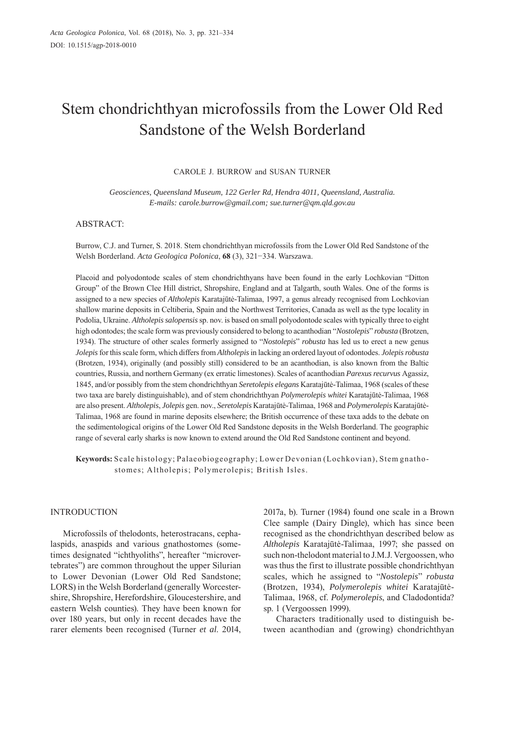# Stem chondrichthyan microfossils from the Lower Old Red Sandstone of the Welsh Borderland

CAROLE J. BURROW and SUSAN TURNER

*Geosciences, Queensland Museum, 122 Gerler Rd, Hendra 4011, Queensland, Australia.*
*E-mails: carole.burrow@gmail.com; sue.turner@qm.qld.gov.au*

## ABSTRACT:

Burrow, C.J. and Turner, S. 2018. Stem chondrichthyan microfossils from the Lower Old Red Sandstone of the Welsh Borderland. *Acta Geologica Polonica*, **68** (3), 321−334. Warszawa.

Placoid and polyodontode scales of stem chondrichthyans have been found in the early Lochkovian "Ditton Group" of the Brown Clee Hill district, Shropshire, England and at Talgarth, south Wales. One of the forms is assigned to a new species of *Altholepis* Karatajūtė-Talimaa, 1997, a genus already recognised from Lochkovian shallow marine deposits in Celtiberia, Spain and the Northwest Territories, Canada as well as the type locality in Podolia, Ukraine. *Altholepis salopensis* sp. nov. is based on small polyodontode scales with typically three to eight high odontodes; the scale form was previously considered to belong to acanthodian "*Nostolepis*" *robusta* (Brotzen, 1934). The structure of other scales formerly assigned to "*Nostolepis*" *robusta* has led us to erect a new genus *Jolepis* for this scale form, which differs from *Altholepis* in lacking an ordered layout of odontodes. *Jolepis robusta* (Brotzen, 1934), originally (and possibly still) considered to be an acanthodian, is also known from the Baltic countries, Russia, and northern Germany (ex erratic limestones). Scales of acanthodian *Parexus recurvus* Agassiz, 1845, and/or possibly from the stem chondrichthyan *Seretolepis elegans* Karatajūtė-Talimaa, 1968 (scales of these two taxa are barely distinguishable), and of stem chondrichthyan *Polymerolepis whitei* Karatajūtė-Talimaa, 1968 are also present. *Altholepis*, *Jolepis* gen. nov., *Seretolepis* Karatajūtė-Talimaa, 1968 and *Polymerolepis* Karatajūtė-Talimaa, 1968 are found in marine deposits elsewhere; the British occurrence of these taxa adds to the debate on the sedimentological origins of the Lower Old Red Sandstone deposits in the Welsh Borderland. The geographic range of several early sharks is now known to extend around the Old Red Sandstone continent and beyond.

**Keywords:** Scale histology; Palaeobiogeography; Lower Devonian (Lochkovian), Stem gnathostomes; Altholepis; Polymerolepis; British Isles.

## INTRODUCTION

Microfossils of thelodonts, heterostracans, cephalaspids, anaspids and various gnathostomes (sometimes designated "ichthyoliths", hereafter "microvertebrates") are common throughout the upper Silurian to Lower Devonian (Lower Old Red Sandstone; LORS) in the Welsh Borderland (generally Worcestershire, Shropshire, Herefordshire, Gloucestershire, and eastern Welsh counties). They have been known for over 180 years, but only in recent decades have the rarer elements been recognised (Turner *et al.* 2014, 2017a, b). Turner (1984) found one scale in a Brown Clee sample (Dairy Dingle), which has since been recognised as the chondrichthyan described below as *Altholepis* Karatajūtė-Talimaa, 1997; she passed on such non-thelodont material to J.M.J. Vergoossen, who was thus the first to illustrate possible chondrichthyan scales, which he assigned to "*Nostolepis*" *robusta* (Brotzen, 1934), *Polymerolepis whitei* Karatajūtė-Talimaa, 1968, cf. *Polymerolepis*, and Cladodontida? sp. 1 (Vergoossen 1999).

Characters traditionally used to distinguish between acanthodian and (growing) chondrichthyan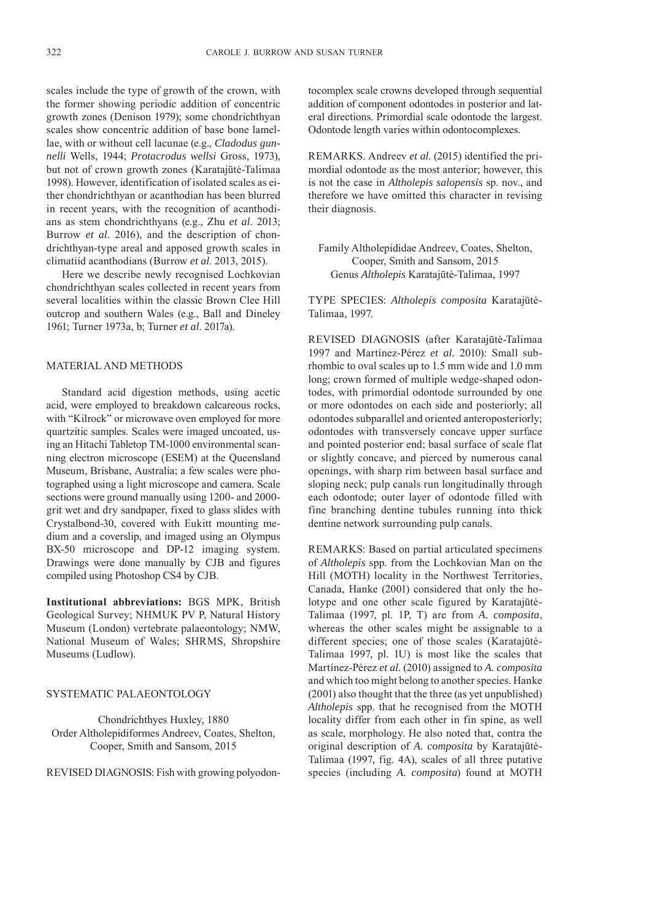scales include the type of growth of the crown, with the former showing periodic addition of concentric growth zones (Denison 1979); some chondrichthyan scales show concentric addition of base bone lamellae, with or without cell lacunae (e.g., *Cladodus gunnelli* Wells, 1944; *Protacrodus wellsi* Gross, 1973), but not of crown growth zones (Karatajūtė-Talimaa 1998). However, identification of isolated scales as either chondrichthyan or acanthodian has been blurred in recent years, with the recognition of acanthodians as stem chondrichthyans (e.g., Zhu *et al*. 2013; Burrow *et al*. 2016), and the description of chondrichthyan-type areal and apposed growth scales in climatiid acanthodians (Burrow *et al*. 2013, 2015).

Here we describe newly recognised Lochkovian chondrichthyan scales collected in recent years from several localities within the classic Brown Clee Hill outcrop and southern Wales (e.g., Ball and Dineley 1961; Turner 1973a, b; Turner *et al*. 2017a).

## MATERIAL AND METHODS

Standard acid digestion methods, using acetic acid, were employed to breakdown calcareous rocks, with "Kilrock" or microwave oven employed for more quartzitic samples. Scales were imaged uncoated, using an Hitachi Tabletop TM-1000 environmental scanning electron microscope (ESEM) at the Queensland Museum, Brisbane, Australia; a few scales were photographed using a light microscope and camera. Scale sections were ground manually using 1200- and 2000-grit wet and dry sandpaper, fixed to glass slides with Crystalbond-30, covered with Eukitt mounting medium and a coverslip, and imaged using an Olympus BX-50 microscope and DP-12 imaging system. Drawings were done manually by CJB and figures compiled using Photoshop CS4 by CJB.

**Institutional abbreviations:** BGS MPK, British Geological Survey; NHMUK PV P, Natural History Museum (London) vertebrate palaeontology; NMW, National Museum of Wales; SHRMS, Shropshire Museums (Ludlow).

## SYSTEMATIC PALAEONTOLOGY

Chondrichthyes Huxley, 1880
Order Altholepidiformes Andreev, Coates, Shelton, Cooper, Smith and Sansom, 2015

REVISED DIAGNOSIS: Fish with growing polyodontocomplex scale crowns developed through sequential addition of component odontodes in posterior and lateral directions. Primordial scale odontode the largest. Odontode length varies within odontocomplexes.

REMARKS. Andreev *et al*. (2015) identified the primordial odontode as the most anterior; however, this is not the case in *Altholepis salopensis* sp. nov., and therefore we have omitted this character in revising their diagnosis.

Family Altholepididae Andreev, Coates, Shelton, Cooper, Smith and Sansom, 2015
Genus *Altholepis* Karatajūtė-Talimaa, 1997

TYPE SPECIES: *Altholepis composita* Karatajūtė-Talimaa, 1997.

REVISED DIAGNOSIS (after Karatajūtė-Talimaa 1997 and Martínez-Pérez *et al*. 2010): Small subrhombic to oval scales up to 1.5 mm wide and 1.0 mm long; crown formed of multiple wedge-shaped odontodes, with primordial odontode surrounded by one or more odontodes on each side and posteriorly; all odontodes subparallel and oriented anteroposteriorly; odontodes with transversely concave upper surface and pointed posterior end; basal surface of scale flat or slightly concave, and pierced by numerous canal openings, with sharp rim between basal surface and sloping neck; pulp canals run longitudinally through each odontode; outer layer of odontode filled with fine branching dentine tubules running into thick dentine network surrounding pulp canals.

REMARKS: Based on partial articulated specimens of *Altholepis* spp. from the Lochkovian Man on the Hill (MOTH) locality in the Northwest Territories, Canada, Hanke (2001) considered that only the holotype and one other scale figured by Karatajūtė-Talimaa (1997, pl. 1P, T) are from *A. composita*, whereas the other scales might be assignable to a different species; one of those scales (Karatajūtė-Talimaa 1997, pl. 1U) is most like the scales that Martínez-Pérez *et al*. (2010) assigned to *A. composita* and which too might belong to another species. Hanke (2001) also thought that the three (as yet unpublished) *Altholepis* spp. that he recognised from the MOTH locality differ from each other in fin spine, as well as scale, morphology. He also noted that, contra the original description of *A. composita* by Karatajūtė-Talimaa (1997, fig. 4A), scales of all three putative species (including *A. composita*) found at MOTH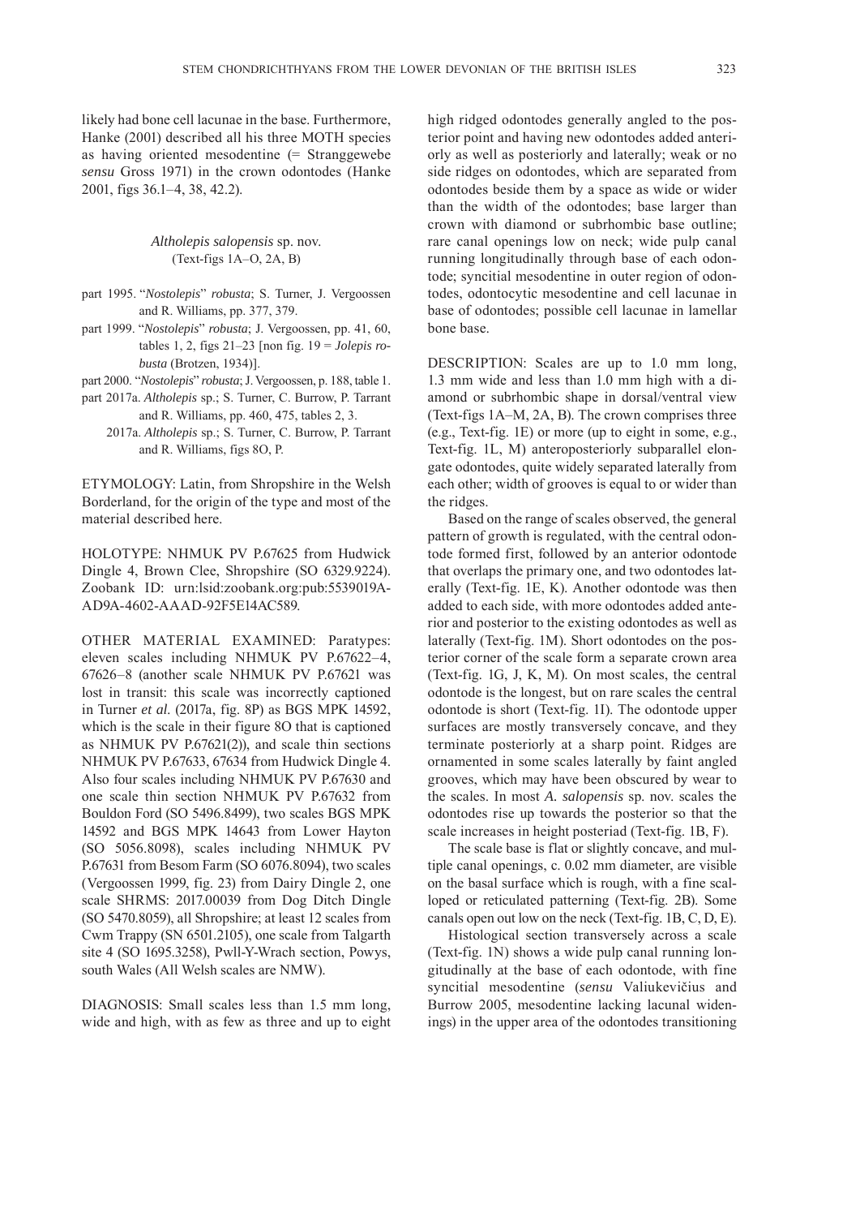likely had bone cell lacunae in the base. Furthermore, Hanke (2001) described all his three MOTH species as having oriented mesodentine (= Stranggewebe *sensu* Gross 1971) in the crown odontodes (Hanke 2001, figs 36.1–4, 38, 42.2).

### *Altholepis salopensis* sp. nov.
(Text-figs 1A–O, 2A, B)

part 1995. "*Nostolepis*" *robusta*; S. Turner, J. Vergoossen and R. Williams, pp. 377, 379.

part 1999. "*Nostolepis*" *robusta*; J. Vergoossen, pp. 41, 60, tables 1, 2, figs 21–23 [non fig. 19 = *Jolepis robusta* (Brotzen, 1934)].

part 2000. "*Nostolepis*" *robusta*; J. Vergoossen, p. 188, table 1.

part 2017a. *Altholepis* sp.; S. Turner, C. Burrow, P. Tarrant and R. Williams, pp. 460, 475, tables 2, 3.

2017a. *Altholepis* sp.; S. Turner, C. Burrow, P. Tarrant and R. Williams, figs 8O, P.

ETYMOLOGY: Latin, from Shropshire in the Welsh Borderland, for the origin of the type and most of the material described here.

HOLOTYPE: NHMUK PV P.67625 from Hudwick Dingle 4, Brown Clee, Shropshire (SO 6329.9224). Zoobank ID: urn:lsid:zoobank.org:pub:5539019A-AD9A-4602-AAAD-92F5E14AC589.

OTHER MATERIAL EXAMINED: Paratypes: eleven scales including NHMUK PV P.67622–4, 67626–8 (another scale NHMUK PV P.67621 was lost in transit: this scale was incorrectly captioned in Turner *et al.* (2017a, fig. 8P) as BGS MPK 14592, which is the scale in their figure 8O that is captioned as NHMUK PV P.67621(2)), and scale thin sections NHMUK PV P.67633, 67634 from Hudwick Dingle 4. Also four scales including NHMUK PV P.67630 and one scale thin section NHMUK PV P.67632 from Bouldon Ford (SO 5496.8499), two scales BGS MPK 14592 and BGS MPK 14643 from Lower Hayton (SO 5056.8098), scales including NHMUK PV P.67631 from Besom Farm (SO 6076.8094), two scales (Vergoossen 1999, fig. 23) from Dairy Dingle 2, one scale SHRMS: 2017.00039 from Dog Ditch Dingle (SO 5470.8059), all Shropshire; at least 12 scales from Cwm Trappy (SN 6501.2105), one scale from Talgarth site 4 (SO 1695.3258), Pwll-Y-Wrach section, Powys, south Wales (All Welsh scales are NMW).

DIAGNOSIS: Small scales less than 1.5 mm long, wide and high, with as few as three and up to eight high ridged odontodes generally angled to the posterior point and having new odontodes added anteriorly as well as posteriorly and laterally; weak or no side ridges on odontodes, which are separated from odontodes beside them by a space as wide or wider than the width of the odontodes; base larger than crown with diamond or subrhombic base outline; rare canal openings low on neck; wide pulp canal running longitudinally through base of each odontode; syncitial mesodentine in outer region of odontodes, odontocytic mesodentine and cell lacunae in base of odontodes; possible cell lacunae in lamellar bone base.

DESCRIPTION: Scales are up to 1.0 mm long, 1.3 mm wide and less than 1.0 mm high with a diamond or subrhombic shape in dorsal/ventral view (Text-figs 1A–M, 2A, B). The crown comprises three (e.g., Text-fig. 1E) or more (up to eight in some, e.g., Text-fig. 1L, M) anteroposteriorly subparallel elongate odontodes, quite widely separated laterally from each other; width of grooves is equal to or wider than the ridges.

Based on the range of scales observed, the general pattern of growth is regulated, with the central odontode formed first, followed by an anterior odontode that overlaps the primary one, and two odontodes laterally (Text-fig. 1E, K). Another odontode was then added to each side, with more odontodes added anterior and posterior to the existing odontodes as well as laterally (Text-fig. 1M). Short odontodes on the posterior corner of the scale form a separate crown area (Text-fig. 1G, J, K, M). On most scales, the central odontode is the longest, but on rare scales the central odontode is short (Text-fig. 1I). The odontode upper surfaces are mostly transversely concave, and they terminate posteriorly at a sharp point. Ridges are ornamented in some scales laterally by faint angled grooves, which may have been obscured by wear to the scales. In most *A. salopensis* sp. nov. scales the odontodes rise up towards the posterior so that the scale increases in height posteriad (Text-fig. 1B, F).

The scale base is flat or slightly concave, and multiple canal openings, c. 0.02 mm diameter, are visible on the basal surface which is rough, with a fine scalloped or reticulated patterning (Text-fig. 2B). Some canals open out low on the neck (Text-fig. 1B, C, D, E).

Histological section transversely across a scale (Text-fig. 1N) shows a wide pulp canal running longitudinally at the base of each odontode, with fine syncitial mesodentine (*sensu* Valiukevičius and Burrow 2005, mesodentine lacking lacunal widenings) in the upper area of the odontodes transitioning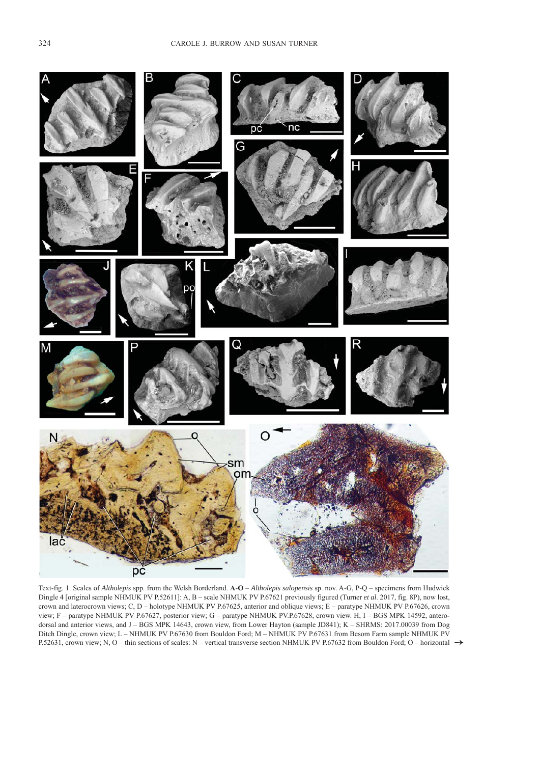Text-fig. 1. Scales of *Altholepis* spp. from the Welsh Borderland. **A-O** – *Altholepis salopensis* sp. nov. A-G, P-Q – specimens from Hudwick Dingle 4 [original sample NHMUK PV P.52611]: A, B – scale NHMUK PV P.67621 previously figured (Turner *et al*. 2017, fig. 8P), now lost, crown and laterocrown views; C, D – holotype NHMUK PV P.67625, anterior and oblique views; E – paratype NHMUK PV P.67626, crown view; F – paratype NHMUK PV P.67627, posterior view; G – paratype NHMUK PV.P.67628, crown view. H, I – BGS MPK 14592, anterodorsal and anterior views, and J – BGS MPK 14643, crown view, from Lower Hayton (sample JD841); K – SHRMS: 2017.00039 from Dog Ditch Dingle, crown view; L – NHMUK PV P.67630 from Bouldon Ford; M – NHMUK PV P.67631 from Besom Farm sample NHMUK PV P.52631, crown view; N, O – thin sections of scales: N – vertical transverse section NHMUK PV P.67632 from Bouldon Ford; O – horizontal →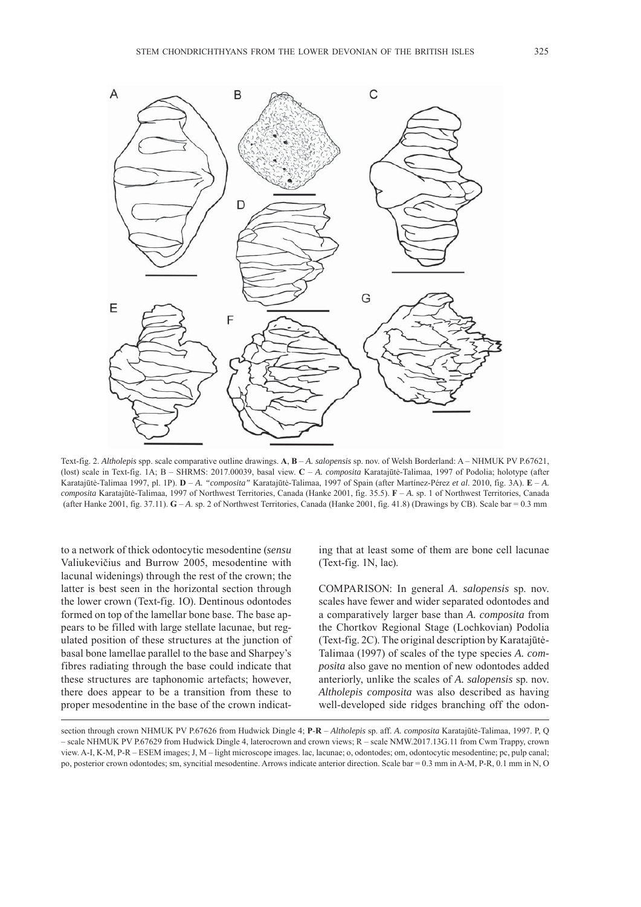Text-fig. 2. *Altholepis* spp. scale comparative outline drawings. **A**, **B** – *A. salopensis* sp. nov. of Welsh Borderland: A – NHMUK PV P.67621, (lost) scale in Text-fig. 1A; B – SHRMS: 2017.00039, basal view. **C** – *A. composita* Karatajūtė-Talimaa, 1997 of Podolia; holotype (after Karatajūtė-Talimaa 1997, pl. 1P). **D** – *A. "composita"* Karatajūtė-Talimaa, 1997 of Spain (after Martínez-Pérez *et al.* 2010, fig. 3A). **E** – *A. composita* Karatajūtė-Talimaa, 1997 of Northwest Territories, Canada (Hanke 2001, fig. 35.5). **F** – *A.* sp. 1 of Northwest Territories, Canada (after Hanke 2001, fig. 37.11). **G** – *A.* sp. 2 of Northwest Territories, Canada (Hanke 2001, fig. 41.8) (Drawings by CB). Scale bar = 0.3 mm

to a network of thick odontocytic mesodentine (*sensu* Valiukevičius and Burrow 2005, mesodentine with lacunal widenings) through the rest of the crown; the latter is best seen in the horizontal section through the lower crown (Text-fig. 1O). Dentinous odontodes formed on top of the lamellar bone base. The base appears to be filled with large stellate lacunae, but regulated position of these structures at the junction of basal bone lamellae parallel to the base and Sharpey's fibres radiating through the base could indicate that these structures are taphonomic artefacts; however, there does appear to be a transition from these to proper mesodentine in the base of the crown indicating that at least some of them are bone cell lacunae (Text-fig. 1N, lac).

COMPARISON: In general *A. salopensis* sp. nov. scales have fewer and wider separated odontodes and a comparatively larger base than *A. composita* from the Chortkov Regional Stage (Lochkovian) Podolia (Text-fig. 2C). The original description by Karatajūtė-Talimaa (1997) of scales of the type species *A. composita* also gave no mention of new odontodes added anteriorly, unlike the scales of *A. salopensis* sp. nov. *Altholepis composita* was also described as having well-developed side ridges branching off the odon-

section through crown NHMUK PV P.67626 from Hudwick Dingle 4; **P**-**R** – *Altholepis* sp. aff. *A. composita* Karatajūtė-Talimaa, 1997. P, Q – scale NHMUK PV P.67629 from Hudwick Dingle 4, laterocrown and crown views; R – scale NMW.2017.13G.11 from Cwm Trappy, crown view. A-I, K-M, P-R – ESEM images; J, M – light microscope images. lac, lacunae; o, odontodes; om, odontocytic mesodentine; pc, pulp canal; po, posterior crown odontodes; sm, syncitial mesodentine. Arrows indicate anterior direction. Scale bar = 0.3 mm in A-M, P-R, 0.1 mm in N, O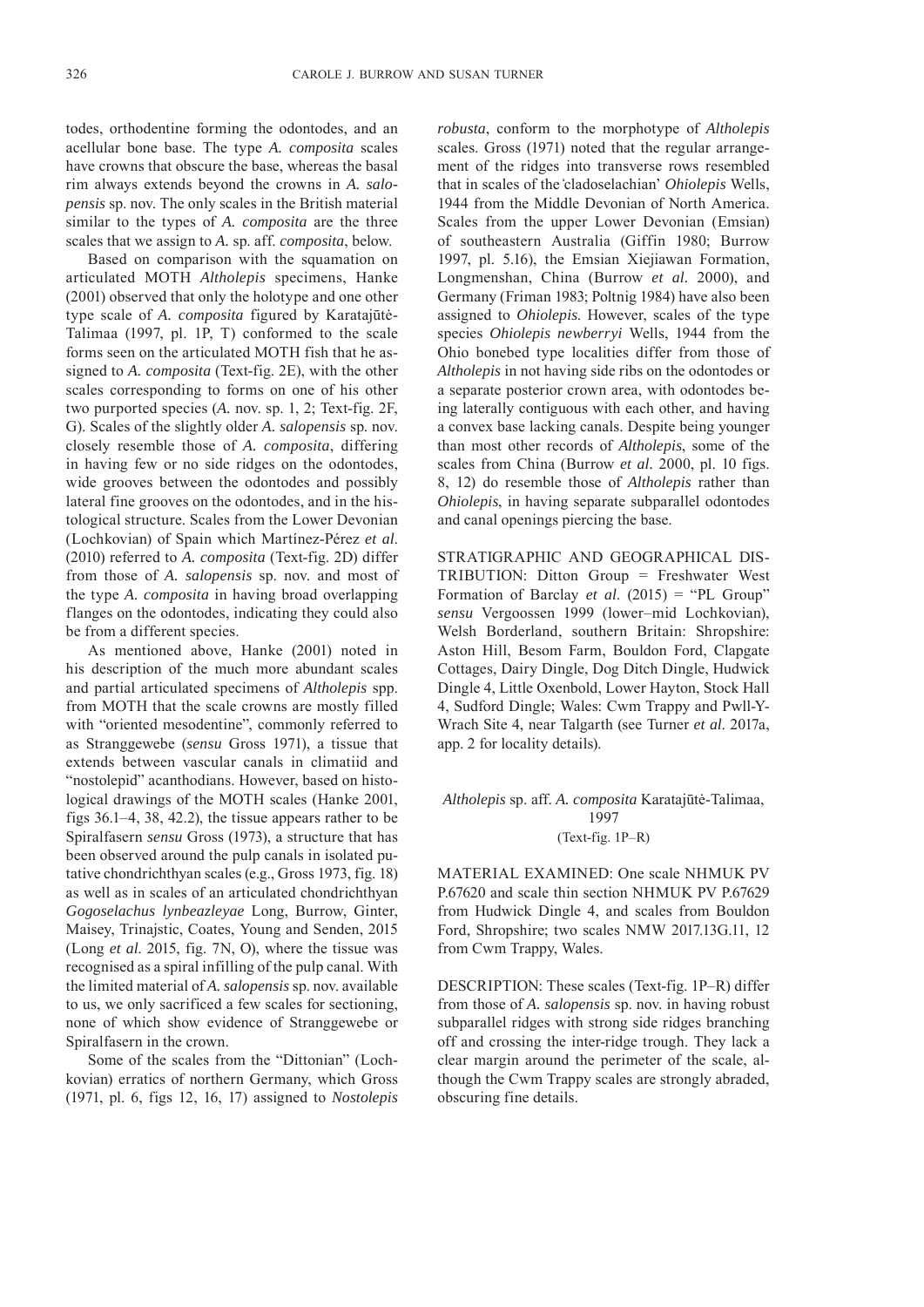todes, orthodentine forming the odontodes, and an acellular bone base. The type *A. composita* scales have crowns that obscure the base, whereas the basal rim always extends beyond the crowns in *A. salopensis* sp. nov. The only scales in the British material similar to the types of *A. composita* are the three scales that we assign to *A.* sp. aff. *composita*, below.

Based on comparison with the squamation on articulated MOTH *Altholepis* specimens, Hanke (2001) observed that only the holotype and one other type scale of *A. composita* figured by Karatajūtė-Talimaa (1997, pl. 1P, T) conformed to the scale forms seen on the articulated MOTH fish that he assigned to *A. composita* (Text-fig. 2E), with the other scales corresponding to forms on one of his other two purported species (*A.* nov. sp. 1, 2; Text-fig. 2F, G). Scales of the slightly older *A. salopensis* sp. nov. closely resemble those of *A. composita*, differing in having few or no side ridges on the odontodes, wide grooves between the odontodes and possibly lateral fine grooves on the odontodes, and in the histological structure. Scales from the Lower Devonian (Lochkovian) of Spain which Martínez-Pérez *et al.* (2010) referred to *A. composita* (Text-fig. 2D) differ from those of *A. salopensis* sp. nov. and most of the type *A. composita* in having broad overlapping flanges on the odontodes, indicating they could also be from a different species.

As mentioned above, Hanke (2001) noted in his description of the much more abundant scales and partial articulated specimens of *Altholepis* spp. from MOTH that the scale crowns are mostly filled with "oriented mesodentine", commonly referred to as Stranggewebe (*sensu* Gross 1971), a tissue that extends between vascular canals in climatiid and "nostolepid" acanthodians. However, based on histological drawings of the MOTH scales (Hanke 2001, figs 36.1–4, 38, 42.2), the tissue appears rather to be Spiralfasern *sensu* Gross (1973), a structure that has been observed around the pulp canals in isolated putative chondrichthyan scales (e.g., Gross 1973, fig. 18) as well as in scales of an articulated chondrichthyan *Gogoselachus lynbeazleyae* Long, Burrow, Ginter, Maisey, Trinajstic, Coates, Young and Senden, 2015 (Long *et al.* 2015, fig. 7N, O), where the tissue was recognised as a spiral infilling of the pulp canal. With the limited material of *A. salopensis* sp. nov. available to us, we only sacrificed a few scales for sectioning, none of which show evidence of Stranggewebe or Spiralfasern in the crown.

Some of the scales from the "Dittonian" (Lochkovian) erratics of northern Germany, which Gross (1971, pl. 6, figs 12, 16, 17) assigned to *Nostolepis robusta*, conform to the morphotype of *Altholepis* scales. Gross (1971) noted that the regular arrangement of the ridges into transverse rows resembled that in scales of the 'cladoselachian' *Ohiolepis* Wells, 1944 from the Middle Devonian of North America. Scales from the upper Lower Devonian (Emsian) of southeastern Australia (Giffin 1980; Burrow 1997, pl. 5.16), the Emsian Xiejiawan Formation, Longmenshan, China (Burrow *et al.* 2000), and Germany (Friman 1983; Poltnig 1984) have also been assigned to *Ohiolepis*. However, scales of the type species *Ohiolepis newberryi* Wells, 1944 from the Ohio bonebed type localities differ from those of *Altholepis* in not having side ribs on the odontodes or a separate posterior crown area, with odontodes being laterally contiguous with each other, and having a convex base lacking canals. Despite being younger than most other records of *Altholepis*, some of the scales from China (Burrow *et al.* 2000, pl. 10 figs. 8, 12) do resemble those of *Altholepis* rather than *Ohiolepis*, in having separate subparallel odontodes and canal openings piercing the base.

STRATIGRAPHIC AND GEOGRAPHICAL DISTRIBUTION: Ditton Group = Freshwater West Formation of Barclay *et al.* (2015) = "PL Group" *sensu* Vergoossen 1999 (lower–mid Lochkovian), Welsh Borderland, southern Britain: Shropshire: Aston Hill, Besom Farm, Bouldon Ford, Clapgate Cottages, Dairy Dingle, Dog Ditch Dingle, Hudwick Dingle 4, Little Oxenbold, Lower Hayton, Stock Hall 4, Sudford Dingle; Wales: Cwm Trappy and Pwll-Y-Wrach Site 4, near Talgarth (see Turner *et al.* 2017a, app. 2 for locality details).

### *Altholepis* sp. aff. *A. composita* Karatajūtė-Talimaa, 1997
(Text-fig. 1P–R)

MATERIAL EXAMINED: One scale NHMUK PV P.67620 and scale thin section NHMUK PV P.67629 from Hudwick Dingle 4, and scales from Bouldon Ford, Shropshire; two scales NMW 2017.13G.11, 12 from Cwm Trappy, Wales.

DESCRIPTION: These scales (Text-fig. 1P–R) differ from those of *A. salopensis* sp. nov. in having robust subparallel ridges with strong side ridges branching off and crossing the inter-ridge trough. They lack a clear margin around the perimeter of the scale, although the Cwm Trappy scales are strongly abraded, obscuring fine details.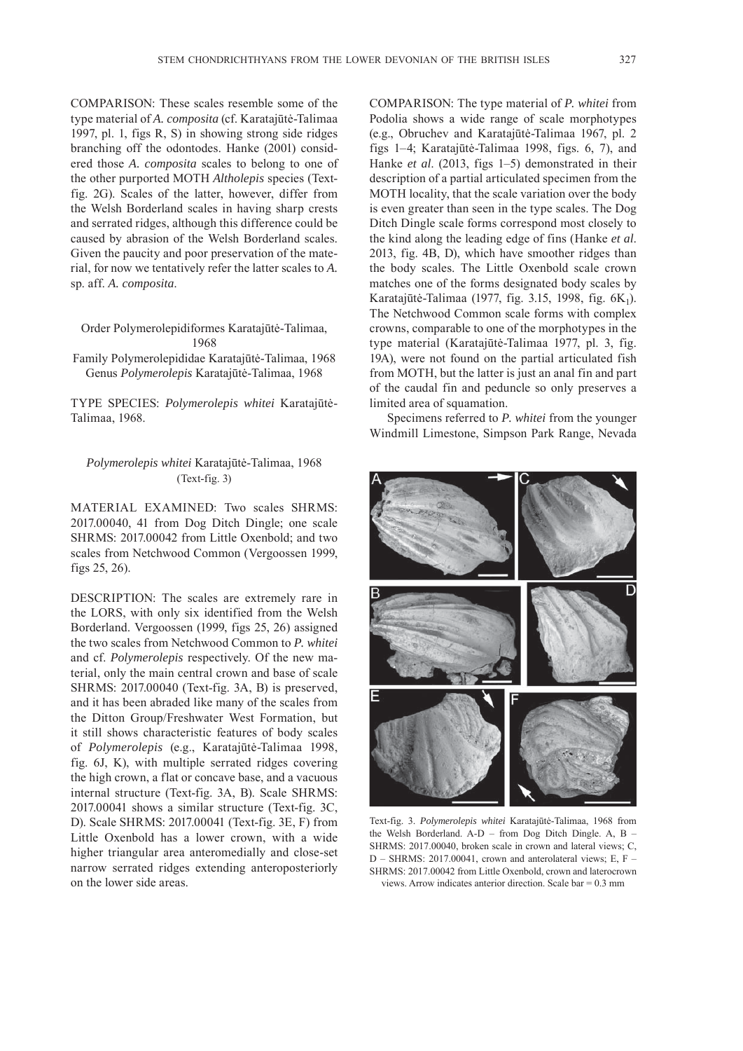COMPARISON: These scales resemble some of the type material of *A. composita* (cf. Karatajūtė-Talimaa 1997, pl. 1, figs R, S) in showing strong side ridges branching off the odontodes. Hanke (2001) considered those *A. composita* scales to belong to one of the other purported MOTH *Altholepis* species (Text-fig. 2G). Scales of the latter, however, differ from the Welsh Borderland scales in having sharp crests and serrated ridges, although this difference could be caused by abrasion of the Welsh Borderland scales. Given the paucity and poor preservation of the material, for now we tentatively refer the latter scales to *A.* sp. aff. *A. composita*.

Order Polymerolepidiformes Karatajūtė-Talimaa, 1968
Family Polymerolepididae Karatajūtė-Talimaa, 1968
Genus *Polymerolepis* Karatajūtė-Talimaa, 1968

TYPE SPECIES: *Polymerolepis whitei* Karatajūtė-Talimaa, 1968.

*Polymerolepis whitei* Karatajūtė-Talimaa, 1968
(Text-fig. 3)

MATERIAL EXAMINED: Two scales SHRMS: 2017.00040, 41 from Dog Ditch Dingle; one scale SHRMS: 2017.00042 from Little Oxenbold; and two scales from Netchwood Common (Vergoossen 1999, figs 25, 26).

DESCRIPTION: The scales are extremely rare in the LORS, with only six identified from the Welsh Borderland. Vergoossen (1999, figs 25, 26) assigned the two scales from Netchwood Common to *P. whitei* and cf. *Polymerolepis* respectively. Of the new material, only the main central crown and base of scale SHRMS: 2017.00040 (Text-fig. 3A, B) is preserved, and it has been abraded like many of the scales from the Ditton Group/Freshwater West Formation, but it still shows characteristic features of body scales of *Polymerolepis* (e.g., Karatajūtė-Talimaa 1998, fig. 6J, K), with multiple serrated ridges covering the high crown, a flat or concave base, and a vacuous internal structure (Text-fig. 3A, B). Scale SHRMS: 2017.00041 shows a similar structure (Text-fig. 3C, D). Scale SHRMS: 2017.00041 (Text-fig. 3E, F) from Little Oxenbold has a lower crown, with a wide higher triangular area anteromedially and close-set narrow serrated ridges extending anteroposteriorly on the lower side areas.

COMPARISON: The type material of *P. whitei* from Podolia shows a wide range of scale morphotypes (e.g., Obruchev and Karatajūtė-Talimaa 1967, pl. 2 figs 1–4; Karatajūtė-Talimaa 1998, figs. 6, 7), and Hanke *et al*. (2013, figs 1–5) demonstrated in their description of a partial articulated specimen from the MOTH locality, that the scale variation over the body is even greater than seen in the type scales. The Dog Ditch Dingle scale forms correspond most closely to the kind along the leading edge of fins (Hanke *et al*. 2013, fig. 4B, D), which have smoother ridges than the body scales. The Little Oxenbold scale crown matches one of the forms designated body scales by Karatajūtė-Talimaa (1977, fig. 3.15, 1998, fig. $6K_1$). The Netchwood Common scale forms with complex crowns, comparable to one of the morphotypes in the type material (Karatajūtė-Talimaa 1977, pl. 3, fig. 19A), were not found on the partial articulated fish from MOTH, but the latter is just an anal fin and part of the caudal fin and peduncle so only preserves a limited area of squamation.

Specimens referred to *P. whitei* from the younger Windmill Limestone, Simpson Park Range, Nevada

Text-fig. 3. *Polymerolepis whitei* Karatajūtė-Talimaa, 1968 from the Welsh Borderland. A-D – from Dog Ditch Dingle. A, B – SHRMS: 2017.00040, broken scale in crown and lateral views; C, D – SHRMS: 2017.00041, crown and anterolateral views; E, F – SHRMS: 2017.00042 from Little Oxenbold, crown and laterocrown views. Arrow indicates anterior direction. Scale bar = 0.3 mm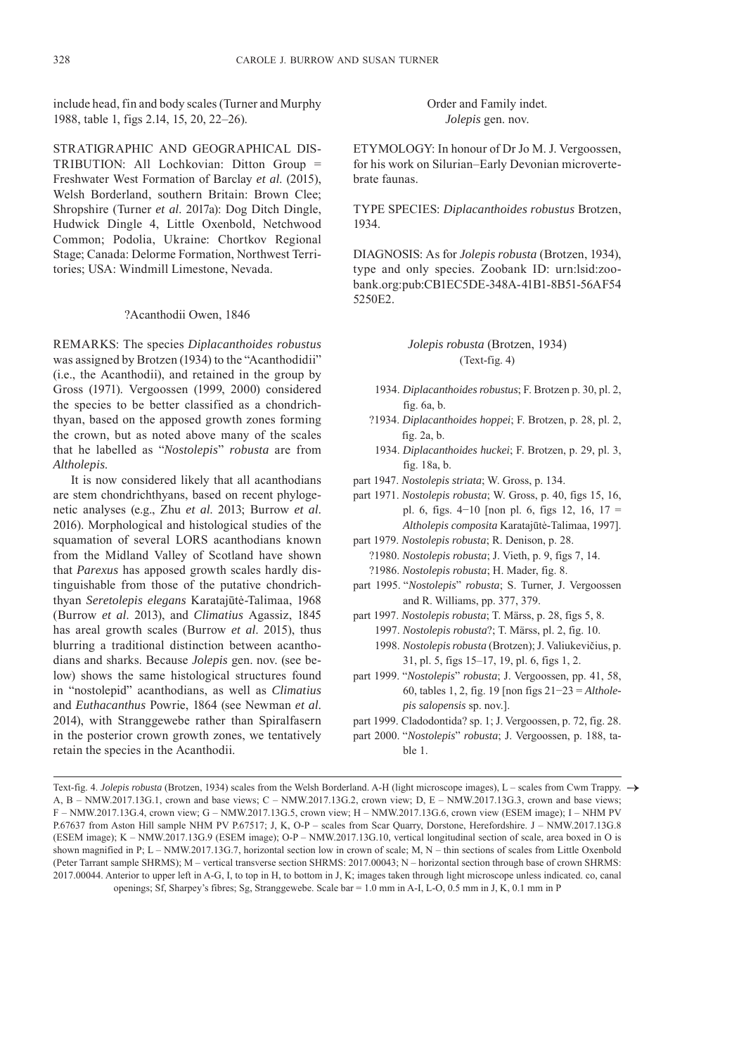include head, fin and body scales (Turner and Murphy 1988, table 1, figs 2.14, 15, 20, 22–26).

STRATIGRAPHIC AND GEOGRAPHICAL DISTRIBUTION: All Lochkovian: Ditton Group = Freshwater West Formation of Barclay *et al.* (2015), Welsh Borderland, southern Britain: Brown Clee; Shropshire (Turner *et al.* 2017a): Dog Ditch Dingle, Hudwick Dingle 4, Little Oxenbold, Netchwood Common; Podolia, Ukraine: Chortkov Regional Stage; Canada: Delorme Formation, Northwest Territories; USA: Windmill Limestone, Nevada.

## ?Acanthodii Owen, 1846

REMARKS: The species *Diplacanthoides robustus* was assigned by Brotzen (1934) to the "Acanthodidii" (i.e., the Acanthodii), and retained in the group by Gross (1971). Vergoossen (1999, 2000) considered the species to be better classified as a chondrichthyan, based on the apposed growth zones forming the crown, but as noted above many of the scales that he labelled as "*Nostolepis*" *robusta* are from *Altholepis*.

It is now considered likely that all acanthodians are stem chondrichthyans, based on recent phylogenetic analyses (e.g., Zhu *et al.* 2013; Burrow *et al.* 2016). Morphological and histological studies of the squamation of several LORS acanthodians known from the Midland Valley of Scotland have shown that *Parexus* has apposed growth scales hardly distinguishable from those of the putative chondrichthyan *Seretolepis elegans* Karatajūtė-Talimaa, 1968 (Burrow *et al.* 2013), and *Climatius* Agassiz, 1845 has areal growth scales (Burrow *et al.* 2015), thus blurring a traditional distinction between acanthodians and sharks. Because *Jolepis* gen. nov. (see below) shows the same histological structures found in "nostolepid" acanthodians, as well as *Climatius* and *Euthacanthus* Powrie, 1864 (see Newman *et al.* 2014), with Stranggewebe rather than Spiralfasern in the posterior crown growth zones, we tentatively retain the species in the Acanthodii.

## Order and Family indet.
## *Jolepis* gen. nov.

ETYMOLOGY: In honour of Dr Jo M. J. Vergoossen, for his work on Silurian–Early Devonian microvertebrate faunas.

TYPE SPECIES: *Diplacanthoides robustus* Brotzen, 1934.

DIAGNOSIS: As for *Jolepis robusta* (Brotzen, 1934), type and only species. Zoobank ID: urn:lsid:zoobank.org:pub:CB1EC5DE-348A-41B1-8B51-56AF545250E2.

### *Jolepis robusta* (Brotzen, 1934)
(Text-fig. 4)

- 1934. *Diplacanthoides robustus*; F. Brotzen p. 30, pl. 2, fig. 6a, b.
- ?1934. *Diplacanthoides hoppei*; F. Brotzen, p. 28, pl. 2, fig. 2a, b.
- 1934. *Diplacanthoides huckei*; F. Brotzen, p. 29, pl. 3, fig. 18a, b.
- part 1947. *Nostolepis striata*; W. Gross, p. 134.
- part 1971. *Nostolepis robusta*; W. Gross, p. 40, figs 15, 16, pl. 6, figs. 4−10 [non pl. 6, figs 12, 16, 17 = *Altholepis composita* Karatajūtė-Talimaa, 1997].
- part 1979. *Nostolepis robusta*; R. Denison, p. 28.
- ?1980. *Nostolepis robusta*; J. Vieth, p. 9, figs 7, 14.
- ?1986. *Nostolepis robusta*; H. Mader, fig. 8.
- part 1995. "*Nostolepis*" *robusta*; S. Turner, J. Vergoossen and R. Williams, pp. 377, 379.
- part 1997. *Nostolepis robusta*; T. Märss, p. 28, figs 5, 8.
- 1997. *Nostolepis robusta*?; T. Märss, pl. 2, fig. 10.
- 1998. *Nostolepis robusta* (Brotzen); J. Valiukevičius, p. 31, pl. 5, figs 15–17, 19, pl. 6, figs 1, 2.
- part 1999. "*Nostolepis*" *robusta*; J. Vergoossen, pp. 41, 58, 60, tables 1, 2, fig. 19 [non figs 21−23 = *Altholepis salopensis* sp. nov.].
- part 1999. Cladodontida? sp. 1; J. Vergoossen, p. 72, fig. 28.
- part 2000. "*Nostolepis*" *robusta*; J. Vergoossen, p. 188, table 1.

Text-fig. 4. *Jolepis robusta* (Brotzen, 1934) scales from the Welsh Borderland. A-H (light microscope images), L – scales from Cwm Trappy. A, B – NMW.2017.13G.1, crown and base views; C – NMW.2017.13G.2, crown view; D, E – NMW.2017.13G.3, crown and base views; F – NMW.2017.13G.4, crown view; G – NMW.2017.13G.5, crown view; H – NMW.2017.13G.6, crown view (ESEM image); I – NHM PV P.67637 from Aston Hill sample NHM PV P.67517; J, K, O-P – scales from Scar Quarry, Dorstone, Herefordshire. J – NMW.2017.13G.8 (ESEM image); K – NMW.2017.13G.9 (ESEM image); O-P – NMW.2017.13G.10, vertical longitudinal section of scale, area boxed in O is shown magnified in P; L – NMW.2017.13G.7, horizontal section low in crown of scale; M, N – thin sections of scales from Little Oxenbold (Peter Tarrant sample SHRMS); M – vertical transverse section SHRMS: 2017.00043; N – horizontal section through base of crown SHRMS: 2017.00044. Anterior to upper left in A-G, I, to top in H, to bottom in J, K; images taken through light microscope unless indicated. co, canal openings; Sf, Sharpey's fibres; Sg, Stranggewebe. Scale bar = 1.0 mm in A-I, L-O, 0.5 mm in J, K, 0.1 mm in P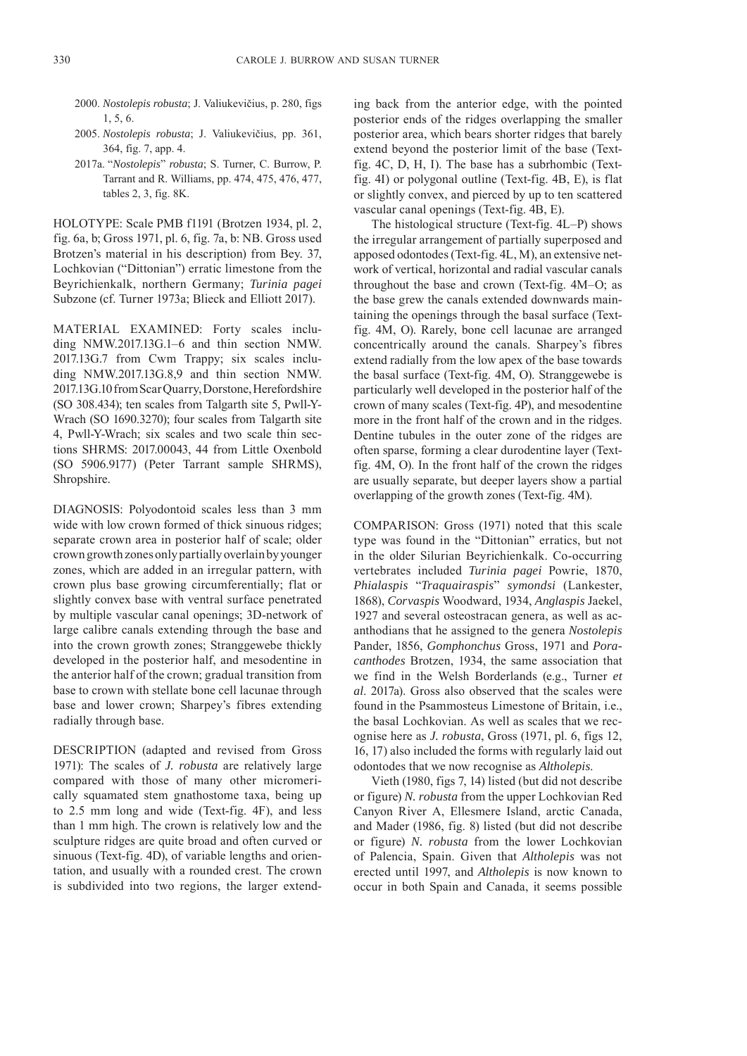2000. *Nostolepis robusta*; J. Valiukevičius, p. 280, figs 1, 5, 6.

2005. *Nostolepis robusta*; J. Valiukevičius, pp. 361, 364, fig. 7, app. 4.

2017a. "*Nostolepis*" *robusta*; S. Turner, C. Burrow, P. Tarrant and R. Williams, pp. 474, 475, 476, 477, tables 2, 3, fig. 8K.

HOLOTYPE: Scale PMB f1191 (Brotzen 1934, pl. 2, fig. 6a, b; Gross 1971, pl. 6, fig. 7a, b: NB. Gross used Brotzen's material in his description) from Bey. 37, Lochkovian ("Dittonian") erratic limestone from the Beyrichienkalk, northern Germany; *Turinia pagei* Subzone (cf. Turner 1973a; Blieck and Elliott 2017).

MATERIAL EXAMINED: Forty scales including NMW.2017.13G.1–6 and thin section NMW. 2017.13G.7 from Cwm Trappy; six scales including NMW.2017.13G.8,9 and thin section NMW. 2017.13G.10 from Scar Quarry, Dorstone, Herefordshire (SO 308.434); ten scales from Talgarth site 5, Pwll-Y-Wrach (SO 1690.3270); four scales from Talgarth site 4, Pwll-Y-Wrach; six scales and two scale thin sections SHRMS: 2017.00043, 44 from Little Oxenbold (SO 5906.9177) (Peter Tarrant sample SHRMS), Shropshire.

DIAGNOSIS: Polyodontoid scales less than 3 mm wide with low crown formed of thick sinuous ridges; separate crown area in posterior half of scale; older crown growth zones only partially overlain by younger zones, which are added in an irregular pattern, with crown plus base growing circumferentially; flat or slightly convex base with ventral surface penetrated by multiple vascular canal openings; 3D-network of large calibre canals extending through the base and into the crown growth zones; Stranggewebe thickly developed in the posterior half, and mesodentine in the anterior half of the crown; gradual transition from base to crown with stellate bone cell lacunae through base and lower crown; Sharpey's fibres extending radially through base.

DESCRIPTION (adapted and revised from Gross 1971): The scales of *J. robusta* are relatively large compared with those of many other micromerically squamated stem gnathostome taxa, being up to 2.5 mm long and wide (Text-fig. 4F), and less than 1 mm high. The crown is relatively low and the sculpture ridges are quite broad and often curved or sinuous (Text-fig. 4D), of variable lengths and orientation, and usually with a rounded crest. The crown is subdivided into two regions, the larger extending back from the anterior edge, with the pointed posterior ends of the ridges overlapping the smaller posterior area, which bears shorter ridges that barely extend beyond the posterior limit of the base (Text-fig. 4C, D, H, I). The base has a subrhombic (Text-fig. 4I) or polygonal outline (Text-fig. 4B, E), is flat or slightly convex, and pierced by up to ten scattered vascular canal openings (Text-fig. 4B, E).

The histological structure (Text-fig. 4L–P) shows the irregular arrangement of partially superposed and apposed odontodes (Text-fig. 4L, M), an extensive network of vertical, horizontal and radial vascular canals throughout the base and crown (Text-fig. 4M–O; as the base grew the canals extended downwards maintaining the openings through the basal surface (Text-fig. 4M, O). Rarely, bone cell lacunae are arranged concentrically around the canals. Sharpey's fibres extend radially from the low apex of the base towards the basal surface (Text-fig. 4M, O). Stranggewebe is particularly well developed in the posterior half of the crown of many scales (Text-fig. 4P), and mesodentine more in the front half of the crown and in the ridges. Dentine tubules in the outer zone of the ridges are often sparse, forming a clear durodentine layer (Text-fig. 4M, O). In the front half of the crown the ridges are usually separate, but deeper layers show a partial overlapping of the growth zones (Text-fig. 4M).

COMPARISON: Gross (1971) noted that this scale type was found in the "Dittonian" erratics, but not in the older Silurian Beyrichienkalk. Co-occurring vertebrates included *Turinia pagei* Powrie, 1870, *Phialaspis* "*Traquairaspis*" *symondsi* (Lankester, 1868), *Corvaspis* Woodward, 1934, *Anglaspis* Jaekel, 1927 and several osteostracan genera, as well as acanthodians that he assigned to the genera *Nostolepis* Pander, 1856, *Gomphonchus* Gross, 1971 and *Poracanthodes* Brotzen, 1934, the same association that we find in the Welsh Borderlands (e.g., Turner *et al*. 2017a). Gross also observed that the scales were found in the Psammosteus Limestone of Britain, i.e., the basal Lochkovian. As well as scales that we recognise here as *J. robusta*, Gross (1971, pl. 6, figs 12, 16, 17) also included the forms with regularly laid out odontodes that we now recognise as *Altholepis*.

Vieth (1980, figs 7, 14) listed (but did not describe or figure) *N. robusta* from the upper Lochkovian Red Canyon River A, Ellesmere Island, arctic Canada, and Mader (1986, fig. 8) listed (but did not describe or figure) *N. robusta* from the lower Lochkovian of Palencia, Spain. Given that *Altholepis* was not erected until 1997, and *Altholepis* is now known to occur in both Spain and Canada, it seems possible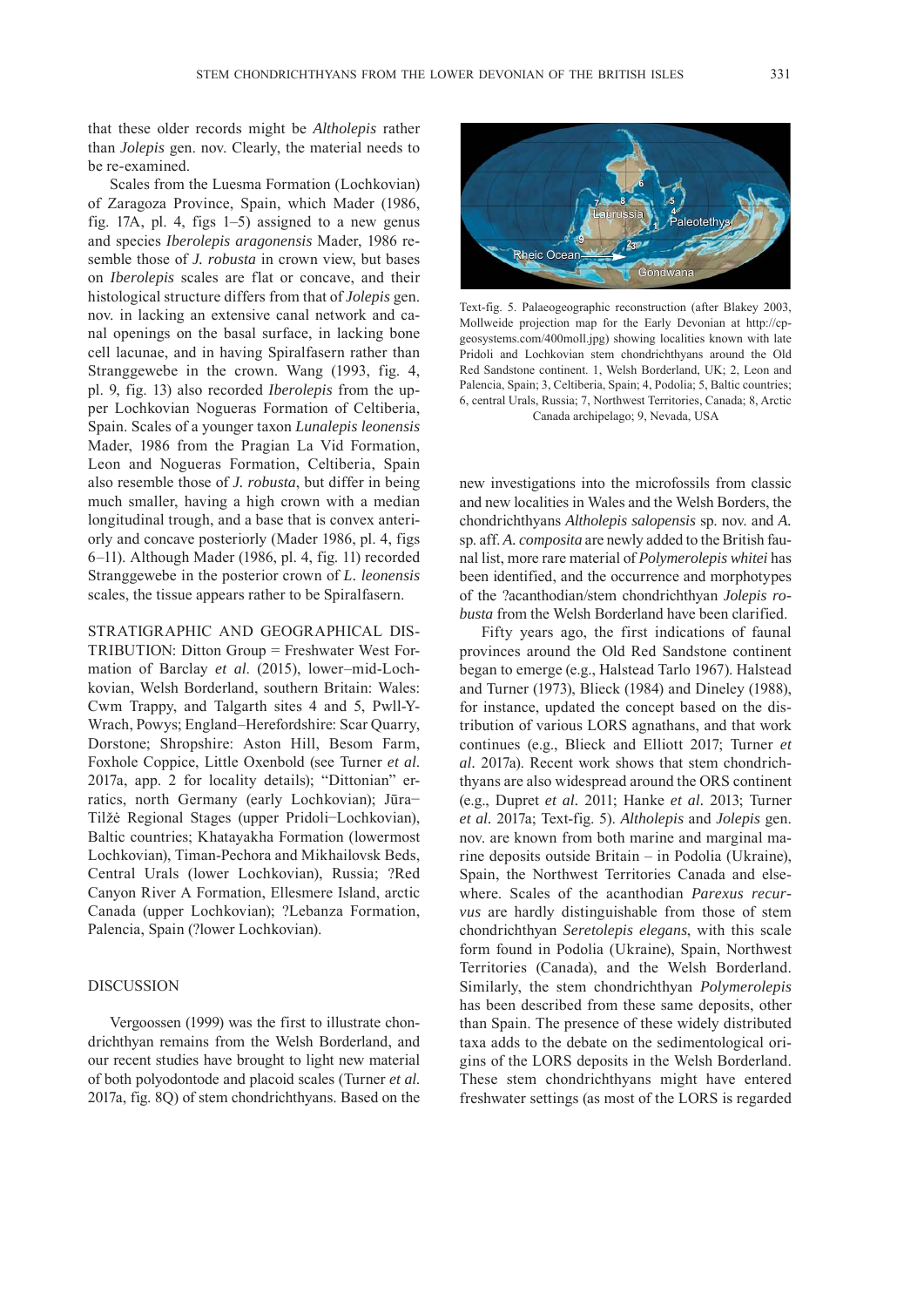that these older records might be *Altholepis* rather than *Jolepis* gen. nov. Clearly, the material needs to be re-examined.

Scales from the Luesma Formation (Lochkovian) of Zaragoza Province, Spain, which Mader (1986, fig. 17A, pl. 4, figs 1–5) assigned to a new genus and species *Iberolepis aragonensis* Mader, 1986 resemble those of *J. robusta* in crown view, but bases on *Iberolepis* scales are flat or concave, and their histological structure differs from that of *Jolepis* gen. nov. in lacking an extensive canal network and canal openings on the basal surface, in lacking bone cell lacunae, and in having Spiralfasern rather than Stranggewebe in the crown. Wang (1993, fig. 4, pl. 9, fig. 13) also recorded *Iberolepis* from the upper Lochkovian Nogueras Formation of Celtiberia, Spain. Scales of a younger taxon *Lunalepis leonensis* Mader, 1986 from the Pragian La Vid Formation, Leon and Nogueras Formation, Celtiberia, Spain also resemble those of *J. robusta*, but differ in being much smaller, having a high crown with a median longitudinal trough, and a base that is convex anteriorly and concave posteriorly (Mader 1986, pl. 4, figs 6–11). Although Mader (1986, pl. 4, fig. 11) recorded Stranggewebe in the posterior crown of *L. leonensis* scales, the tissue appears rather to be Spiralfasern.

STRATIGRAPHIC AND GEOGRAPHICAL DISTRIBUTION: Ditton Group = Freshwater West Formation of Barclay *et al.* (2015), lower–mid-Lochkovian, Welsh Borderland, southern Britain: Wales: Cwm Trappy, and Talgarth sites 4 and 5, Pwll-Y-Wrach, Powys; England–Herefordshire: Scar Quarry, Dorstone; Shropshire: Aston Hill, Besom Farm, Foxhole Coppice, Little Oxenbold (see Turner *et al.* 2017a, app. 2 for locality details); "Dittonian" erratics, north Germany (early Lochkovian); Jūra–Tilžė Regional Stages (upper Pridoli–Lochkovian), Baltic countries; Khatayakha Formation (lowermost Lochkovian), Timan-Pechora and Mikhailovsk Beds, Central Urals (lower Lochkovian), Russia; ?Red Canyon River A Formation, Ellesmere Island, arctic Canada (upper Lochkovian); ?Lebanza Formation, Palencia, Spain (?lower Lochkovian).

## DISCUSSION

Vergoossen (1999) was the first to illustrate chondrichthyan remains from the Welsh Borderland, and our recent studies have brought to light new material of both polyodontode and placoid scales (Turner *et al.* 2017a, fig. 8Q) of stem chondrichthyans. Based on the

Text-fig. 5. Palaeogeographic reconstruction (after Blakey 2003, Mollweide projection map for the Early Devonian at http://cp-geosystems.com/400moll.jpg) showing localities known with late Pridoli and Lochkovian stem chondrichthyans around the Old Red Sandstone continent. 1, Welsh Borderland, UK; 2, Leon and Palencia, Spain; 3, Celtiberia, Spain; 4, Podolia; 5, Baltic countries; 6, central Urals, Russia; 7, Northwest Territories, Canada; 8, Arctic Canada archipelago; 9, Nevada, USA

new investigations into the microfossils from classic and new localities in Wales and the Welsh Borders, the chondrichthyans *Altholepis salopensis* sp. nov. and *A.* sp. aff. *A. composita* are newly added to the British faunal list, more rare material of *Polymerolepis whitei* has been identified, and the occurrence and morphotypes of the ?acanthodian/stem chondrichthyan *Jolepis robusta* from the Welsh Borderland have been clarified.

Fifty years ago, the first indications of faunal provinces around the Old Red Sandstone continent began to emerge (e.g., Halstead Tarlo 1967). Halstead and Turner (1973), Blieck (1984) and Dineley (1988), for instance, updated the concept based on the distribution of various LORS agnathans, and that work continues (e.g., Blieck and Elliott 2017; Turner *et al.* 2017a). Recent work shows that stem chondrichthyans are also widespread around the ORS continent (e.g., Dupret *et al.* 2011; Hanke *et al.* 2013; Turner *et al.* 2017a; Text-fig. 5). *Altholepis* and *Jolepis* gen. nov. are known from both marine and marginal marine deposits outside Britain – in Podolia (Ukraine), Spain, the Northwest Territories Canada and elsewhere. Scales of the acanthodian *Parexus recurvus* are hardly distinguishable from those of stem chondrichthyan *Seretolepis elegans*, with this scale form found in Podolia (Ukraine), Spain, Northwest Territories (Canada), and the Welsh Borderland. Similarly, the stem chondrichthyan *Polymerolepis* has been described from these same deposits, other than Spain. The presence of these widely distributed taxa adds to the debate on the sedimentological origins of the LORS deposits in the Welsh Borderland. These stem chondrichthyans might have entered freshwater settings (as most of the LORS is regarded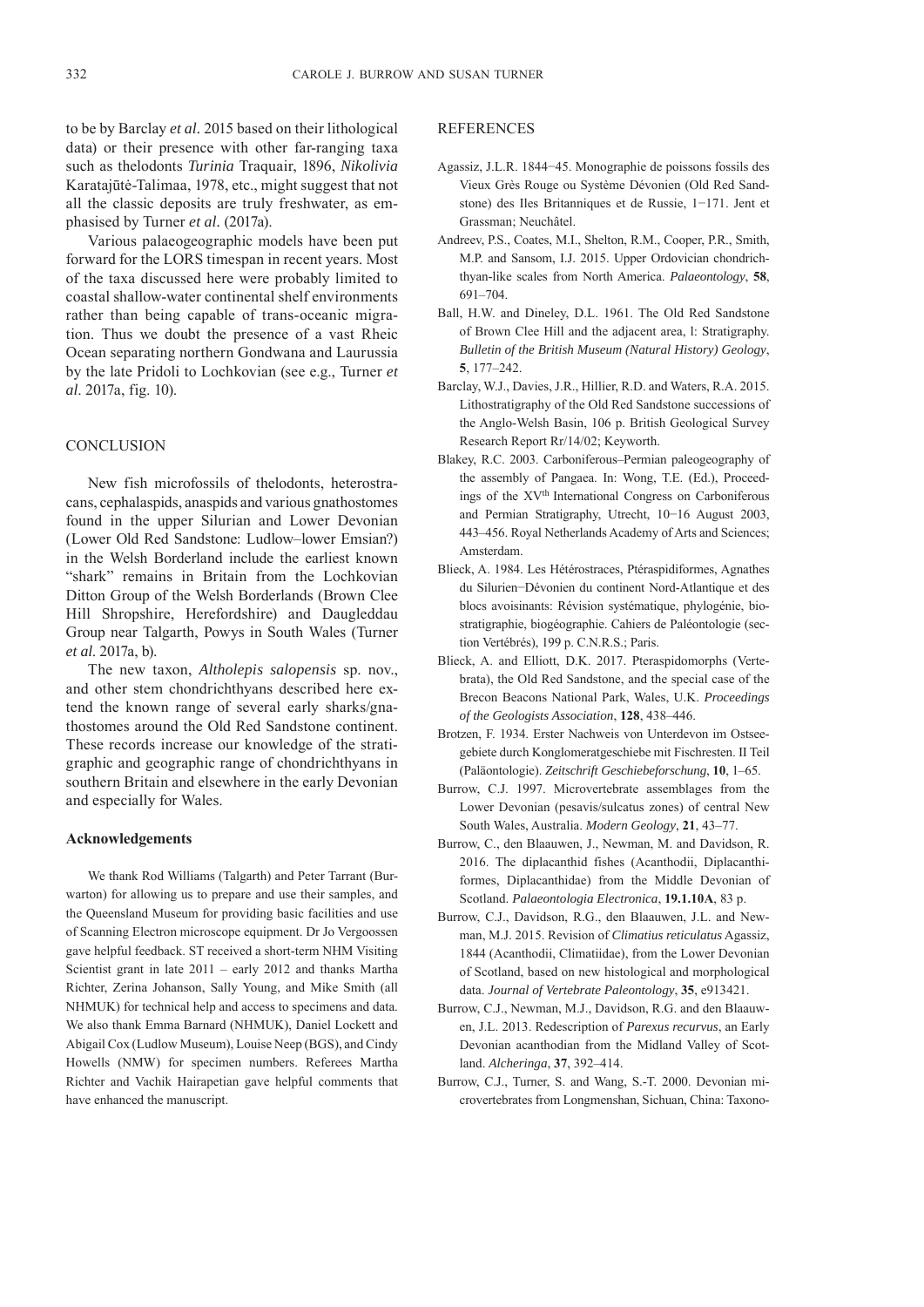to be by Barclay *et al.* 2015 based on their lithological data) or their presence with other far-ranging taxa such as thelodonts *Turinia* Traquair, 1896, *Nikolivia* Karatajūtė-Talimaa, 1978, etc., might suggest that not all the classic deposits are truly freshwater, as emphasised by Turner *et al.* (2017a).

Various palaeogeographic models have been put forward for the LORS timespan in recent years. Most of the taxa discussed here were probably limited to coastal shallow-water continental shelf environments rather than being capable of trans-oceanic migration. Thus we doubt the presence of a vast Rheic Ocean separating northern Gondwana and Laurussia by the late Pridoli to Lochkovian (see e.g., Turner *et al.* 2017a, fig. 10).

## CONCLUSION

New fish microfossils of thelodonts, heterostracans, cephalaspids, anaspids and various gnathostomes found in the upper Silurian and Lower Devonian (Lower Old Red Sandstone: Ludlow–lower Emsian?) in the Welsh Borderland include the earliest known "shark" remains in Britain from the Lochkovian Ditton Group of the Welsh Borderlands (Brown Clee Hill Shropshire, Herefordshire) and Daugleddau Group near Talgarth, Powys in South Wales (Turner *et al.* 2017a, b).

The new taxon, *Altholepis salopensis* sp. nov., and other stem chondrichthyans described here extend the known range of several early sharks/gnathostomes around the Old Red Sandstone continent. These records increase our knowledge of the stratigraphic and geographic range of chondrichthyans in southern Britain and elsewhere in the early Devonian and especially for Wales.

### Acknowledgements

We thank Rod Williams (Talgarth) and Peter Tarrant (Burwarton) for allowing us to prepare and use their samples, and the Queensland Museum for providing basic facilities and use of Scanning Electron microscope equipment. Dr Jo Vergoossen gave helpful feedback. ST received a short-term NHM Visiting Scientist grant in late 2011 – early 2012 and thanks Martha Richter, Zerina Johanson, Sally Young, and Mike Smith (all NHMUK) for technical help and access to specimens and data. We also thank Emma Barnard (NHMUK), Daniel Lockett and Abigail Cox (Ludlow Museum), Louise Neep (BGS), and Cindy Howells (NMW) for specimen numbers. Referees Martha Richter and Vachik Hairapetian gave helpful comments that have enhanced the manuscript.

## REFERENCES

Agassiz, J.L.R. 1844−45. Monographie de poissons fossils des Vieux Grès Rouge ou Système Dévonien (Old Red Sandstone) des Iles Britanniques et de Russie, 1−171. Jent et Grassman; Neuchâtel.

Andreev, P.S., Coates, M.I., Shelton, R.M., Cooper, P.R., Smith, M.P. and Sansom, I.J. 2015. Upper Ordovician chondrichthyan-like scales from North America. *Palaeontology*, **58**, 691–704.

Ball, H.W. and Dineley, D.L. 1961. The Old Red Sandstone of Brown Clee Hill and the adjacent area, l: Stratigraphy. *Bulletin of the British Museum (Natural History) Geology*, **5**, 177–242.

Barclay, W.J., Davies, J.R., Hillier, R.D. and Waters, R.A. 2015. Lithostratigraphy of the Old Red Sandstone successions of the Anglo-Welsh Basin, 106 p. British Geological Survey Research Report Rr/14/02; Keyworth.

Blakey, R.C. 2003. Carboniferous–Permian paleogeography of the assembly of Pangaea. In: Wong, T.E. (Ed.), Proceedings of the XV[th] International Congress on Carboniferous and Permian Stratigraphy, Utrecht, 10−16 August 2003, 443–456. Royal Netherlands Academy of Arts and Sciences; Amsterdam.

Blieck, A. 1984. Les Hétérostraces, Ptéraspidiformes, Agnathes du Silurien−Dévonien du continent Nord-Atlantique et des blocs avoisinants: Révision systématique, phylogénie, biostratigraphie, biogéographie. Cahiers de Paléontologie (section Vertébrés), 199 p. C.N.R.S.; Paris.

Blieck, A. and Elliott, D.K. 2017. Pteraspidomorphs (Vertebrata), the Old Red Sandstone, and the special case of the Brecon Beacons National Park, Wales, U.K. *Proceedings of the Geologists Association*, **128**, 438–446.

Brotzen, F. 1934. Erster Nachweis von Unterdevon im Ostseegebiete durch Konglomeratgeschiebe mit Fischresten. II Teil (Paläontologie). *Zeitschrift Geschiebeforschung*, **10**, 1–65.

Burrow, C.J. 1997. Microvertebrate assemblages from the Lower Devonian (pesavis/sulcatus zones) of central New South Wales, Australia. *Modern Geology*, **21**, 43–77.

Burrow, C., den Blaauwen, J., Newman, M. and Davidson, R. 2016. The diplacanthid fishes (Acanthodii, Diplacanthiformes, Diplacanthidae) from the Middle Devonian of Scotland. *Palaeontologia Electronica*, **19.1.10A**, 83 p.

Burrow, C.J., Davidson, R.G., den Blaauwen, J.L. and Newman, M.J. 2015. Revision of *Climatius reticulatus* Agassiz, 1844 (Acanthodii, Climatiidae), from the Lower Devonian of Scotland, based on new histological and morphological data. *Journal of Vertebrate Paleontology*, **35**, e913421.

Burrow, C.J., Newman, M.J., Davidson, R.G. and den Blaauwen, J.L. 2013. Redescription of *Parexus recurvus*, an Early Devonian acanthodian from the Midland Valley of Scotland. *Alcheringa*, **37**, 392–414.

Burrow, C.J., Turner, S. and Wang, S.-T. 2000. Devonian microvertebrates from Longmenshan, Sichuan, China: Taxono-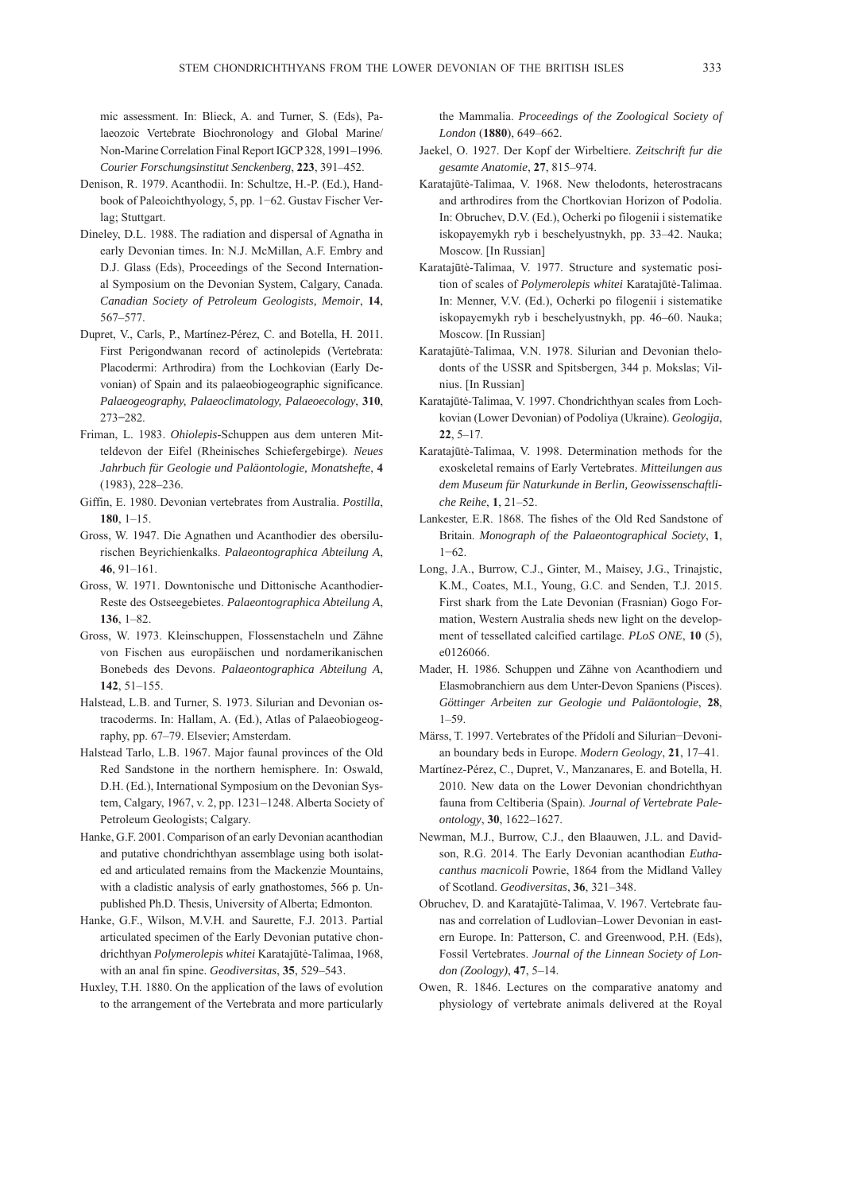mic assessment. In: Blieck, A. and Turner, S. (Eds), Palaeozoic Vertebrate Biochronology and Global Marine/Non-Marine Correlation Final Report IGCP 328, 1991–1996. *Courier Forschungsinstitut Senckenberg*, **223**, 391–452.

Denison, R. 1979. Acanthodii. In: Schultze, H.-P. (Ed.), Handbook of Paleoichthyology, 5, pp. 1−62. Gustav Fischer Verlag; Stuttgart.

Dineley, D.L. 1988. The radiation and dispersal of Agnatha in early Devonian times. In: N.J. McMillan, A.F. Embry and D.J. Glass (Eds), Proceedings of the Second International Symposium on the Devonian System, Calgary, Canada. *Canadian Society of Petroleum Geologists, Memoir*, **14**, 567–577.

Dupret, V., Carls, P., Martínez-Pérez, C. and Botella, H. 2011. First Perigondwanan record of actinolepids (Vertebrata: Placodermi: Arthrodira) from the Lochkovian (Early Devonian) of Spain and its palaeobiogeographic significance. *Palaeogeography, Palaeoclimatology, Palaeoecology*, **310**, 273−282.

Friman, L. 1983. *Ohiolepis*-Schuppen aus dem unteren Mitteldevon der Eifel (Rheinisches Schiefergebirge). *Neues Jahrbuch für Geologie und Paläontologie, Monatshefte*, **4** (1983), 228–236.

Giffin, E. 1980. Devonian vertebrates from Australia. *Postilla*, **180**, 1–15.

Gross, W. 1947. Die Agnathen und Acanthodier des obersilurischen Beyrichienkalks. *Palaeontographica Abteilung A*, **46**, 91–161.

Gross, W. 1971. Downtonische und Dittonische Acanthodier-Reste des Ostseegebietes. *Palaeontographica Abteilung A*, **136**, 1–82.

Gross, W. 1973. Kleinschuppen, Flossenstacheln und Zähne von Fischen aus europäischen und nordamerikanischen Bonebeds des Devons. *Palaeontographica Abteilung A*, **142**, 51–155.

Halstead, L.B. and Turner, S. 1973. Silurian and Devonian ostracoderms. In: Hallam, A. (Ed.), Atlas of Palaeobiogeography, pp. 67–79. Elsevier; Amsterdam.

Halstead Tarlo, L.B. 1967. Major faunal provinces of the Old Red Sandstone in the northern hemisphere. In: Oswald, D.H. (Ed.), International Symposium on the Devonian System, Calgary, 1967, v. 2, pp. 1231–1248. Alberta Society of Petroleum Geologists; Calgary.

Hanke, G.F. 2001. Comparison of an early Devonian acanthodian and putative chondrichthyan assemblage using both isolated and articulated remains from the Mackenzie Mountains, with a cladistic analysis of early gnathostomes, 566 p. Unpublished Ph.D. Thesis, University of Alberta; Edmonton.

Hanke, G.F., Wilson, M.V.H. and Saurette, F.J. 2013. Partial articulated specimen of the Early Devonian putative chondrichthyan *Polymerolepis whitei* Karatajūtė-Talimaa, 1968, with an anal fin spine. *Geodiversitas*, **35**, 529–543.

Huxley, T.H. 1880. On the application of the laws of evolution to the arrangement of the Vertebrata and more particularly the Mammalia. *Proceedings of the Zoological Society of London* (**1880**), 649–662.

Jaekel, O. 1927. Der Kopf der Wirbeltiere. *Zeitschrift fur die gesamte Anatomie*, **27**, 815–974.

Karatajūtė-Talimaa, V. 1968. New thelodonts, heterostracans and arthrodires from the Chortkovian Horizon of Podolia. In: Obruchev, D.V. (Ed.), Ocherki po filogenii i sistematike iskopayemykh ryb i beschelyustnykh, pp. 33–42. Nauka; Moscow. [In Russian]

Karatajūtė-Talimaa, V. 1977. Structure and systematic position of scales of *Polymerolepis whitei* Karatajūtė-Talimaa. In: Menner, V.V. (Ed.), Ocherki po filogenii i sistematike iskopayemykh ryb i beschelyustnykh, pp. 46–60. Nauka; Moscow. [In Russian]

Karatajūtė-Talimaa, V.N. 1978. Silurian and Devonian thelodonts of the USSR and Spitsbergen, 344 p. Mokslas; Vilnius. [In Russian]

Karatajūtė-Talimaa, V. 1997. Chondrichthyan scales from Lochkovian (Lower Devonian) of Podoliya (Ukraine). *Geologija*, **22**, 5–17.

Karatajūtė-Talimaa, V. 1998. Determination methods for the exoskeletal remains of Early Vertebrates. *Mitteilungen aus dem Museum für Naturkunde in Berlin, Geowissenschaftliche Reihe*, **1**, 21–52.

Lankester, E.R. 1868. The fishes of the Old Red Sandstone of Britain. *Monograph of the Palaeontographical Society*, **1**, 1−62.

Long, J.A., Burrow, C.J., Ginter, M., Maisey, J.G., Trinajstic, K.M., Coates, M.I., Young, G.C. and Senden, T.J. 2015. First shark from the Late Devonian (Frasnian) Gogo Formation, Western Australia sheds new light on the development of tessellated calcified cartilage. *PLoS ONE*, **10** (5), e0126066.

Mader, H. 1986. Schuppen und Zähne von Acanthodiern und Elasmobranchiern aus dem Unter-Devon Spaniens (Pisces). *Göttinger Arbeiten zur Geologie und Paläontologie*, **28**, 1–59.

Märss, T. 1997. Vertebrates of the Přídolí and Silurian−Devonian boundary beds in Europe. *Modern Geology*, **21**, 17–41.

Martínez-Pérez, C., Dupret, V., Manzanares, E. and Botella, H. 2010. New data on the Lower Devonian chondrichthyan fauna from Celtiberia (Spain). *Journal of Vertebrate Paleontology*, **30**, 1622–1627.

Newman, M.J., Burrow, C.J., den Blaauwen, J.L. and Davidson, R.G. 2014. The Early Devonian acanthodian *Euthacanthus macnicoli* Powrie, 1864 from the Midland Valley of Scotland. *Geodiversitas*, **36**, 321–348.

Obruchev, D. and Karatajūtė-Talimaa, V. 1967. Vertebrate faunas and correlation of Ludlovian–Lower Devonian in eastern Europe. In: Patterson, C. and Greenwood, P.H. (Eds), Fossil Vertebrates. *Journal of the Linnean Society of London (Zoology)*, **47**, 5–14.

Owen, R. 1846. Lectures on the comparative anatomy and physiology of vertebrate animals delivered at the Royal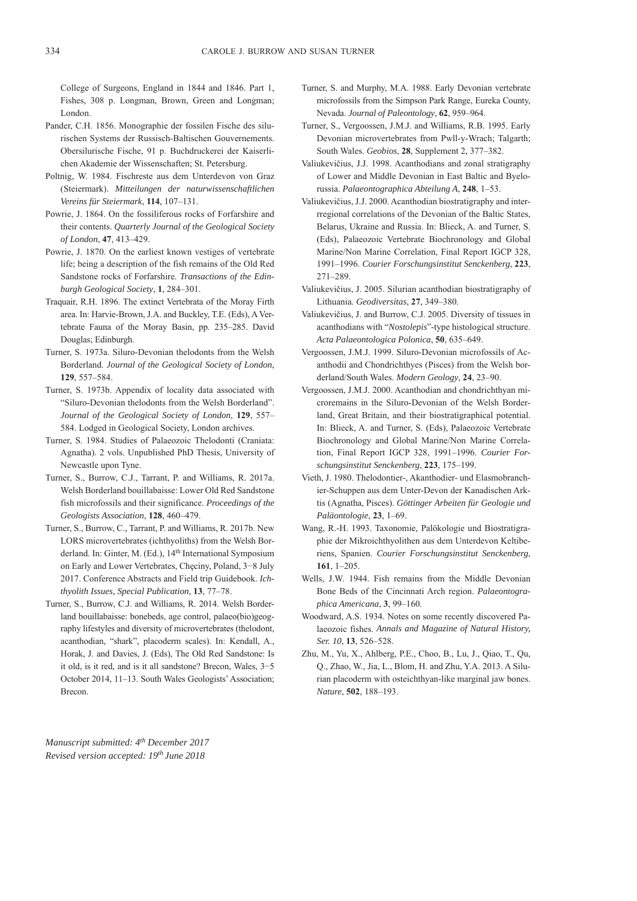College of Surgeons, England in 1844 and 1846. Part 1, Fishes, 308 p. Longman, Brown, Green and Longman; London.

Pander, C.H. 1856. Monographie der fossilen Fische des silurischen Systems der Russisch-Baltischen Gouvernements. Obersilurische Fische, 91 p. Buchdruckerei der Kaiserlichen Akademie der Wissenschaften; St. Petersburg.

Poltnig, W. 1984. Fischreste aus dem Unterdevon von Graz (Steiermark). *Mitteilungen der naturwissenschaftlichen Vereins für Steiermark*, **114**, 107–131.

Powrie, J. 1864. On the fossiliferous rocks of Forfarshire and their contents. *Quarterly Journal of the Geological Society of London*, **47**, 413–429.

Powrie, J. 1870. On the earliest known vestiges of vertebrate life; being a description of the fish remains of the Old Red Sandstone rocks of Forfarshire. *Transactions of the Edinburgh Geological Society*, **1**, 284–301.

Traquair, R.H. 1896. The extinct Vertebrata of the Moray Firth area. In: Harvie-Brown, J.A. and Buckley, T.E. (Eds), A Vertebrate Fauna of the Moray Basin, pp. 235–285. David Douglas; Edinburgh.

Turner, S. 1973a. Siluro-Devonian thelodonts from the Welsh Borderland. *Journal of the Geological Society of London*, **129**, 557–584.

Turner, S. 1973b. Appendix of locality data associated with "Siluro-Devonian thelodonts from the Welsh Borderland". *Journal of the Geological Society of London*, **129**, 557–584. Lodged in Geological Society, London archives.

Turner, S. 1984. Studies of Palaeozoic Thelodonti (Craniata: Agnatha). 2 vols. Unpublished PhD Thesis, University of Newcastle upon Tyne.

Turner, S., Burrow, C.J., Tarrant, P. and Williams, R. 2017a. Welsh Borderland bouillabaisse: Lower Old Red Sandstone fish microfossils and their significance. *Proceedings of the Geologists Association*, **128**, 460–479.

Turner, S., Burrow, C., Tarrant, P. and Williams, R. 2017b. New LORS microvertebrates (ichthyoliths) from the Welsh Borderland. In: Ginter, M. (Ed.), 14th International Symposium on Early and Lower Vertebrates, Chęciny, Poland, 3−8 July 2017. Conference Abstracts and Field trip Guidebook. *Ichthyolith Issues, Special Publication*, **13**, 77–78.

Turner, S., Burrow, C.J. and Williams, R. 2014. Welsh Borderland bouillabaisse: bonebeds, age control, palaeo(bio)geography lifestyles and diversity of microvertebrates (thelodont, acanthodian, "shark", placoderm scales). In: Kendall, A., Horak, J. and Davies, J. (Eds), The Old Red Sandstone: Is it old, is it red, and is it all sandstone? Brecon, Wales, 3−5 October 2014, 11–13. South Wales Geologists' Association; Brecon.

Turner, S. and Murphy, M.A. 1988. Early Devonian vertebrate microfossils from the Simpson Park Range, Eureka County, Nevada. *Journal of Paleontology*, **62**, 959–964.

Turner, S., Vergoossen, J.M.J. and Williams, R.B. 1995. Early Devonian microvertebrates from Pwll-y-Wrach; Talgarth; South Wales. *Geobios*, **28**, Supplement 2, 377–382.

Valiukevičius, J.J. 1998. Acanthodians and zonal stratigraphy of Lower and Middle Devonian in East Baltic and Byelorussia. *Palaeontographica Abteilung A*, **248**, 1–53.

Valiukevičius, J.J. 2000. Acanthodian biostratigraphy and interrregional correlations of the Devonian of the Baltic States, Belarus, Ukraine and Russia. In: Blieck, A. and Turner, S. (Eds), Palaeozoic Vertebrate Biochronology and Global Marine/Non Marine Correlation, Final Report IGCP 328, 1991–1996. *Courier Forschungsinstitut Senckenberg*, **223**, 271–289.

Valiukevičius, J. 2005. Silurian acanthodian biostratigraphy of Lithuania. *Geodiversitas*, **27**, 349–380.

Valiukevičius, J. and Burrow, C.J. 2005. Diversity of tissues in acanthodians with "*Nostolepis*"-type histological structure. *Acta Palaeontologica Polonica*, **50**, 635–649.

Vergoossen, J.M.J. 1999. Siluro-Devonian microfossils of Acanthodii and Chondrichthyes (Pisces) from the Welsh borderland/South Wales. *Modern Geology*, **24**, 23–90.

Vergoossen, J.M.J. 2000. Acanthodian and chondrichthyan microremains in the Siluro-Devonian of the Welsh Borderland, Great Britain, and their biostratigraphical potential. In: Blieck, A. and Turner, S. (Eds), Palaeozoic Vertebrate Biochronology and Global Marine/Non Marine Correlation, Final Report IGCP 328, 1991–1996. *Courier Forschungsinstitut Senckenberg*, **223**, 175–199.

Vieth, J. 1980. Thelodontier-, Akanthodier- und Elasmobranchier-Schuppen aus dem Unter-Devon der Kanadischen Arktis (Agnatha, Pisces). *Göttinger Arbeiten für Geologie und Paläontologie*, **23**, 1–69.

Wang, R.-H. 1993. Taxonomie, Palökologie und Biostratigraphie der Mikroichthyolithen aus dem Unterdevon Keltiberiens, Spanien. *Courier Forschungsinstitut Senckenberg*, **161**, 1–205.

Wells, J.W. 1944. Fish remains from the Middle Devonian Bone Beds of the Cincinnati Arch region. *Palaeontographica Americana*, **3**, 99–160.

Woodward, A.S. 1934. Notes on some recently discovered Palaeozoic fishes. *Annals and Magazine of Natural History, Ser. 10*, **13**, 526–528.

Zhu, M., Yu, X., Ahlberg, P.E., Choo, B., Lu, J., Qiao, T., Qu, Q., Zhao, W., Jia, L., Blom, H. and Zhu, Y.A. 2013. A Silurian placoderm with osteichthyan-like marginal jaw bones. *Nature*, **502**, 188–193.

*Manuscript submitted: 4th December 2017*
*Revised version accepted: 19th June 2018*